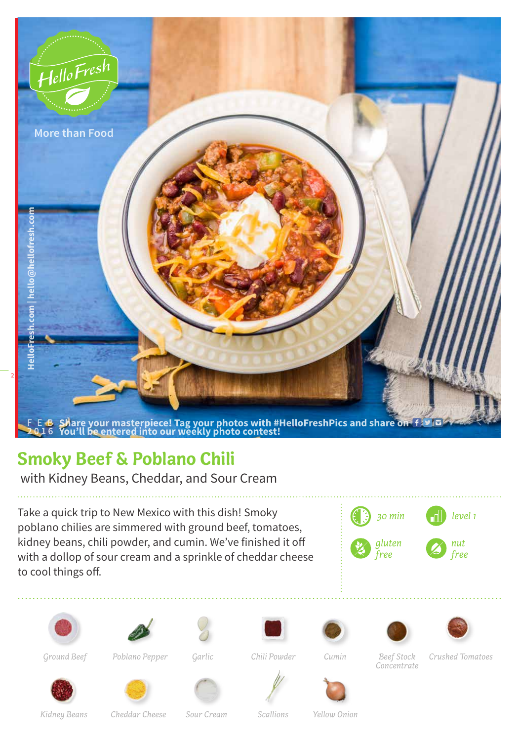HelloFresh

More than Food

HelloFresh.com | hello@hellofresh.com

FEB 2016

Share your masterpiece! Tag your photos with #HelloFreshPics and share on
You'll be entered into our weekly photo contest!

# Smoky Beef & Poblano Chili

with Kidney Beans, Cheddar, and Sour Cream

Take a quick trip to New Mexico with this dish! Smoky poblano chilies are simmered with ground beef, tomatoes, kidney beans, chili powder, and cumin. We've finished it off with a dollop of sour cream and a sprinkle of cheddar cheese to cool things off.

- 30 min
- level 1
- gluten free
- nut free

Ground Beef | Poblano Pepper | Garlic | Chili Powder | Cumin | Beef Stock Concentrate | Crushed Tomatoes

Kidney Beans | Cheddar Cheese | Sour Cream | Scallions | Yellow Onion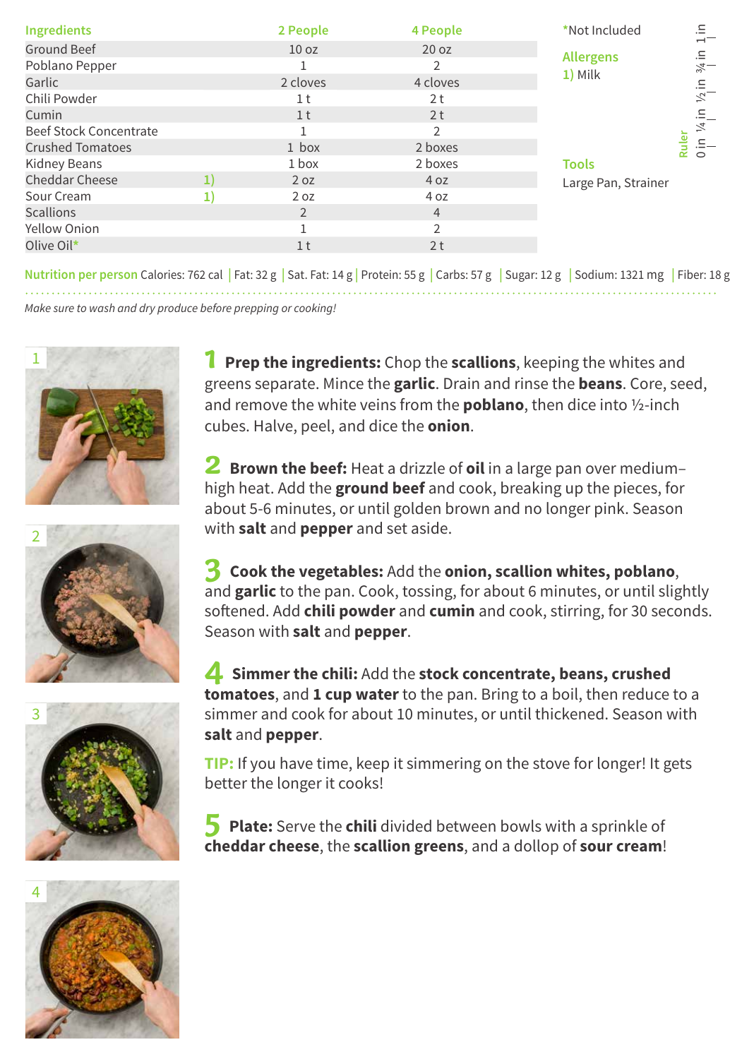| Ingredients | | 2 People | 4 People |
|---|---|---|---|
| Ground Beef | | 10 oz | 20 oz |
| Poblano Pepper | | 1 | 2 |
| Garlic | | 2 cloves | 4 cloves |
| Chili Powder | | 1 t | 2 t |
| Cumin | | 1 t | 2 t |
| Beef Stock Concentrate | | 1 | 2 |
| Crushed Tomatoes | | 1 box | 2 boxes |
| Kidney Beans | | 1 box | 2 boxes |
| Cheddar Cheese | 1) | 2 oz | 4 oz |
| Sour Cream | 1) | 2 oz | 4 oz |
| Scallions | | 2 | 4 |
| Yellow Onion | | 1 | 2 |
| Olive Oil* | | 1 t | 2 t |

*Not Included

**Allergens**

1) Milk

**Tools**

Large Pan, Strainer

Ruler: 0 in ¼ in ½ in ¾ in 1 in

**Nutrition per person** Calories: 762 cal | Fat: 32 g | Sat. Fat: 14 g | Protein: 55 g | Carbs: 57 g | Sugar: 12 g | Sodium: 1321 mg | Fiber: 18 g

*Make sure to wash and dry produce before prepping or cooking!*

1 **Prep the ingredients:** Chop the **scallions**, keeping the whites and greens separate. Mince the **garlic**. Drain and rinse the **beans**. Core, seed, and remove the white veins from the **poblano**, then dice into ½-inch cubes. Halve, peel, and dice the **onion**.

2 **Brown the beef:** Heat a drizzle of **oil** in a large pan over medium–high heat. Add the **ground beef** and cook, breaking up the pieces, for about 5-6 minutes, or until golden brown and no longer pink. Season with **salt** and **pepper** and set aside.

3 **Cook the vegetables:** Add the **onion, scallion whites, poblano**, and **garlic** to the pan. Cook, tossing, for about 6 minutes, or until slightly softened. Add **chili powder** and **cumin** and cook, stirring, for 30 seconds. Season with **salt** and **pepper**.

4 **Simmer the chili:** Add the **stock concentrate, beans, crushed tomatoes**, and **1 cup water** to the pan. Bring to a boil, then reduce to a simmer and cook for about 10 minutes, or until thickened. Season with **salt** and **pepper**.

**TIP:** If you have time, keep it simmering on the stove for longer! It gets better the longer it cooks!

5 **Plate:** Serve the **chili** divided between bowls with a sprinkle of **cheddar cheese**, the **scallion greens**, and a dollop of **sour cream**!